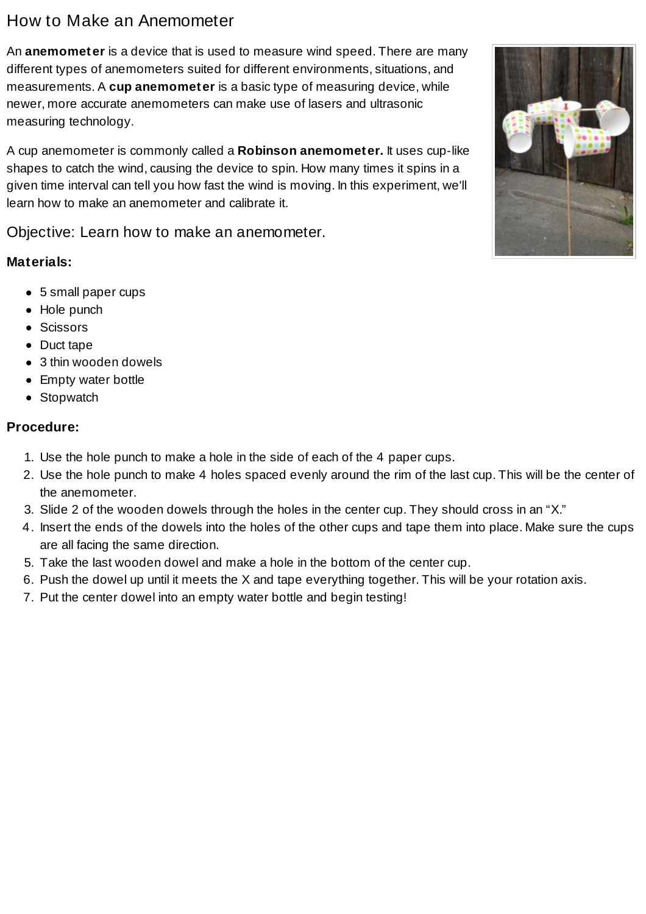# How to Make an Anemometer

An **anemometer** is a device that is used to measure wind speed. There are many different types of anemometers suited for different environments, situations, and measurements. A **cup anemometer** is a basic type of measuring device, while newer, more accurate anemometers can make use of lasers and ultrasonic measuring technology.

A cup anemometer is commonly called a **Robinson anemometer.** It uses cup-like shapes to catch the wind, causing the device to spin. How many times it spins in a given time interval can tell you how fast the wind is moving. In this experiment, we'll learn how to make an anemometer and calibrate it.

## Objective: Learn how to make an anemometer.

**Materials:**

- 5 small paper cups
- Hole punch
- Scissors
- Duct tape
- 3 thin wooden dowels
- Empty water bottle
- Stopwatch

**Procedure:**

1. Use the hole punch to make a hole in the side of each of the 4 paper cups.
2. Use the hole punch to make 4 holes spaced evenly around the rim of the last cup. This will be the center of the anemometer.
3. Slide 2 of the wooden dowels through the holes in the center cup. They should cross in an "X."
4. Insert the ends of the dowels into the holes of the other cups and tape them into place. Make sure the cups are all facing the same direction.
5. Take the last wooden dowel and make a hole in the bottom of the center cup.
6. Push the dowel up until it meets the X and tape everything together. This will be your rotation axis.
7. Put the center dowel into an empty water bottle and begin testing!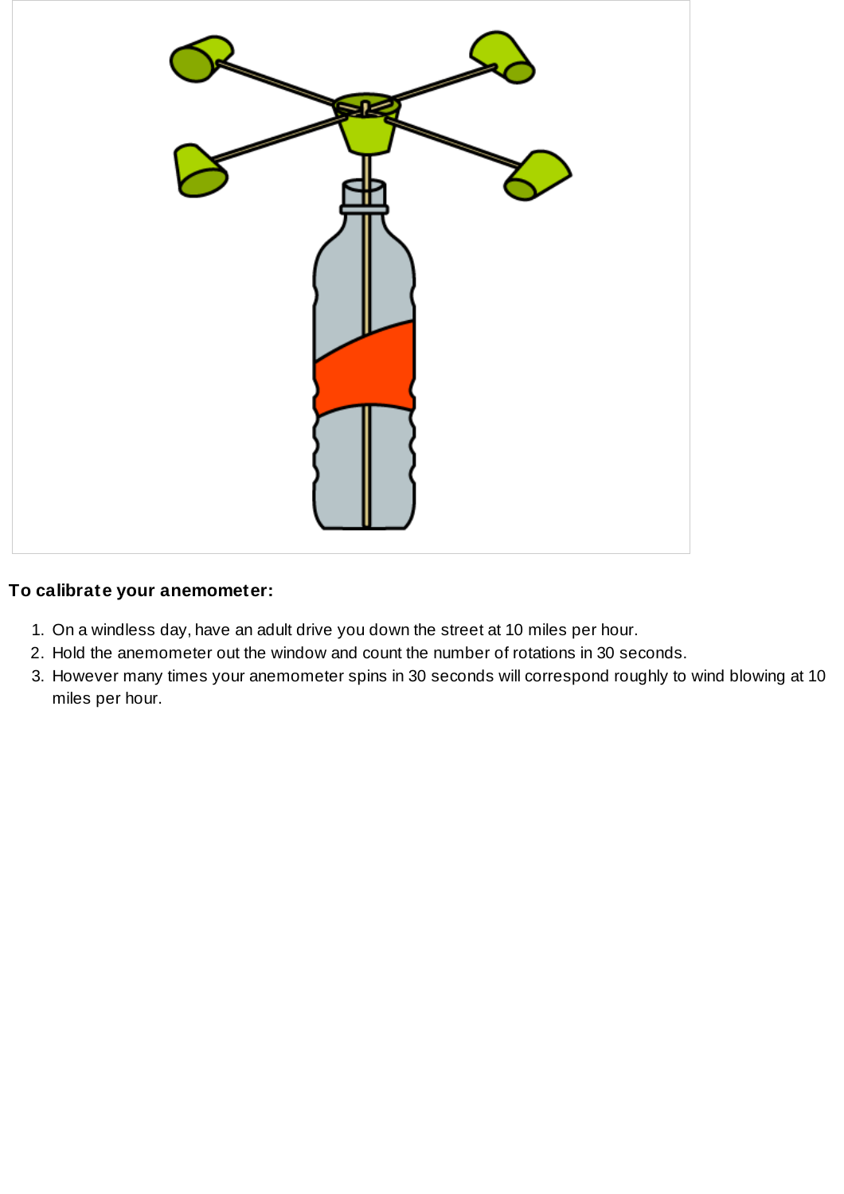**To calibrate your anemometer:**

1. On a windless day, have an adult drive you down the street at 10 miles per hour.
2. Hold the anemometer out the window and count the number of rotations in 30 seconds.
3. However many times your anemometer spins in 30 seconds will correspond roughly to wind blowing at 10 miles per hour.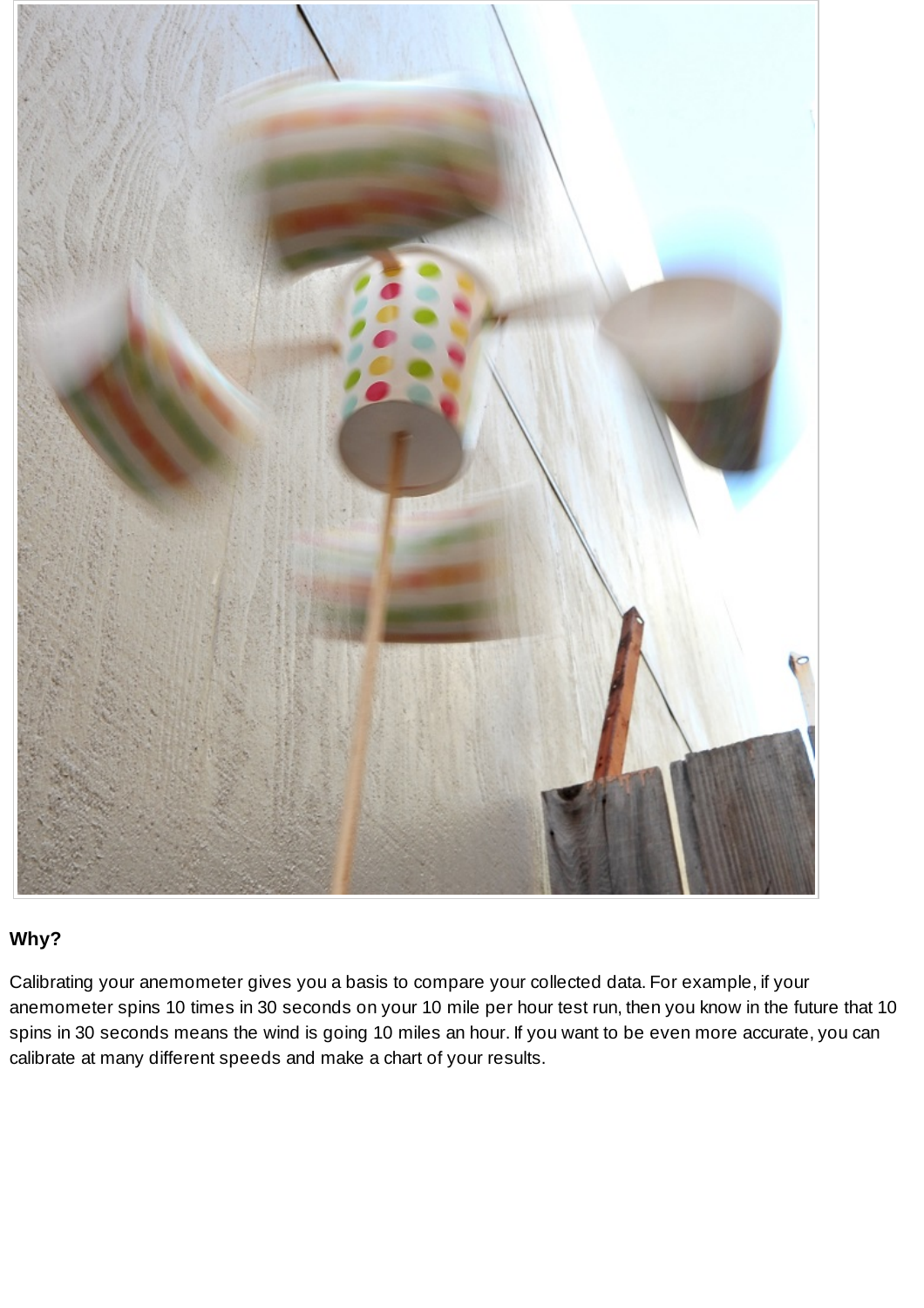**Why?**

Calibrating your anemometer gives you a basis to compare your collected data. For example, if your anemometer spins 10 times in 30 seconds on your 10 mile per hour test run, then you know in the future that 10 spins in 30 seconds means the wind is going 10 miles an hour. If you want to be even more accurate, you can calibrate at many different speeds and make a chart of your results.